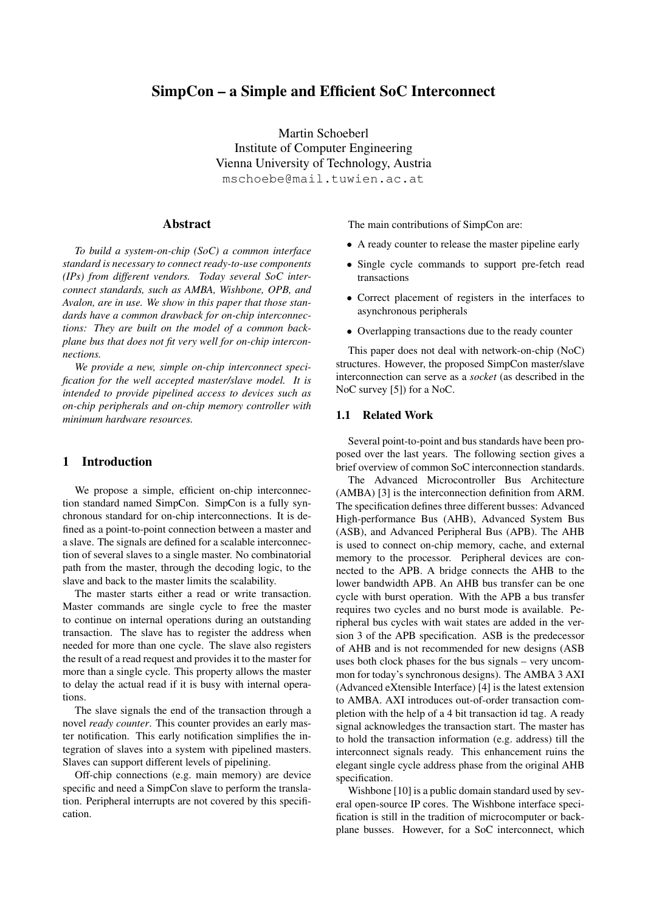# SimpCon – a Simple and Efficient SoC Interconnect

Martin Schoeberl
Institute of Computer Engineering
Vienna University of Technology, Austria
mschoebe@mail.tuwien.ac.at

## Abstract

*To build a system-on-chip (SoC) a common interface standard is necessary to connect ready-to-use components (IPs) from different vendors. Today several SoC interconnect standards, such as AMBA, Wishbone, OPB, and Avalon, are in use. We show in this paper that those standards have a common drawback for on-chip interconnections: They are built on the model of a common backplane bus that does not fit very well for on-chip interconnections.*

*We provide a new, simple on-chip interconnect specification for the well accepted master/slave model. It is intended to provide pipelined access to devices such as on-chip peripherals and on-chip memory controller with minimum hardware resources.*

## 1 Introduction

We propose a simple, efficient on-chip interconnection standard named SimpCon. SimpCon is a fully synchronous standard for on-chip interconnections. It is defined as a point-to-point connection between a master and a slave. The signals are defined for a scalable interconnection of several slaves to a single master. No combinatorial path from the master, through the decoding logic, to the slave and back to the master limits the scalability.

The master starts either a read or write transaction. Master commands are single cycle to free the master to continue on internal operations during an outstanding transaction. The slave has to register the address when needed for more than one cycle. The slave also registers the result of a read request and provides it to the master for more than a single cycle. This property allows the master to delay the actual read if it is busy with internal operations.

The slave signals the end of the transaction through a novel *ready counter*. This counter provides an early master notification. This early notification simplifies the integration of slaves into a system with pipelined masters. Slaves can support different levels of pipelining.

Off-chip connections (e.g. main memory) are device specific and need a SimpCon slave to perform the translation. Peripheral interrupts are not covered by this specification.

The main contributions of SimpCon are:

- A ready counter to release the master pipeline early
- Single cycle commands to support pre-fetch read transactions
- Correct placement of registers in the interfaces to asynchronous peripherals
- Overlapping transactions due to the ready counter

This paper does not deal with network-on-chip (NoC) structures. However, the proposed SimpCon master/slave interconnection can serve as a *socket* (as described in the NoC survey [5]) for a NoC.

### 1.1 Related Work

Several point-to-point and bus standards have been proposed over the last years. The following section gives a brief overview of common SoC interconnection standards.

The Advanced Microcontroller Bus Architecture (AMBA) [3] is the interconnection definition from ARM. The specification defines three different busses: Advanced High-performance Bus (AHB), Advanced System Bus (ASB), and Advanced Peripheral Bus (APB). The AHB is used to connect on-chip memory, cache, and external memory to the processor. Peripheral devices are connected to the APB. A bridge connects the AHB to the lower bandwidth APB. An AHB bus transfer can be one cycle with burst operation. With the APB a bus transfer requires two cycles and no burst mode is available. Peripheral bus cycles with wait states are added in the version 3 of the APB specification. ASB is the predecessor of AHB and is not recommended for new designs (ASB uses both clock phases for the bus signals – very uncommon for today's synchronous designs). The AMBA 3 AXI (Advanced eXtensible Interface) [4] is the latest extension to AMBA. AXI introduces out-of-order transaction completion with the help of a 4 bit transaction id tag. A ready signal acknowledges the transaction start. The master has to hold the transaction information (e.g. address) till the interconnect signals ready. This enhancement ruins the elegant single cycle address phase from the original AHB specification.

Wishbone [10] is a public domain standard used by several open-source IP cores. The Wishbone interface specification is still in the tradition of microcomputer or backplane busses. However, for a SoC interconnect, which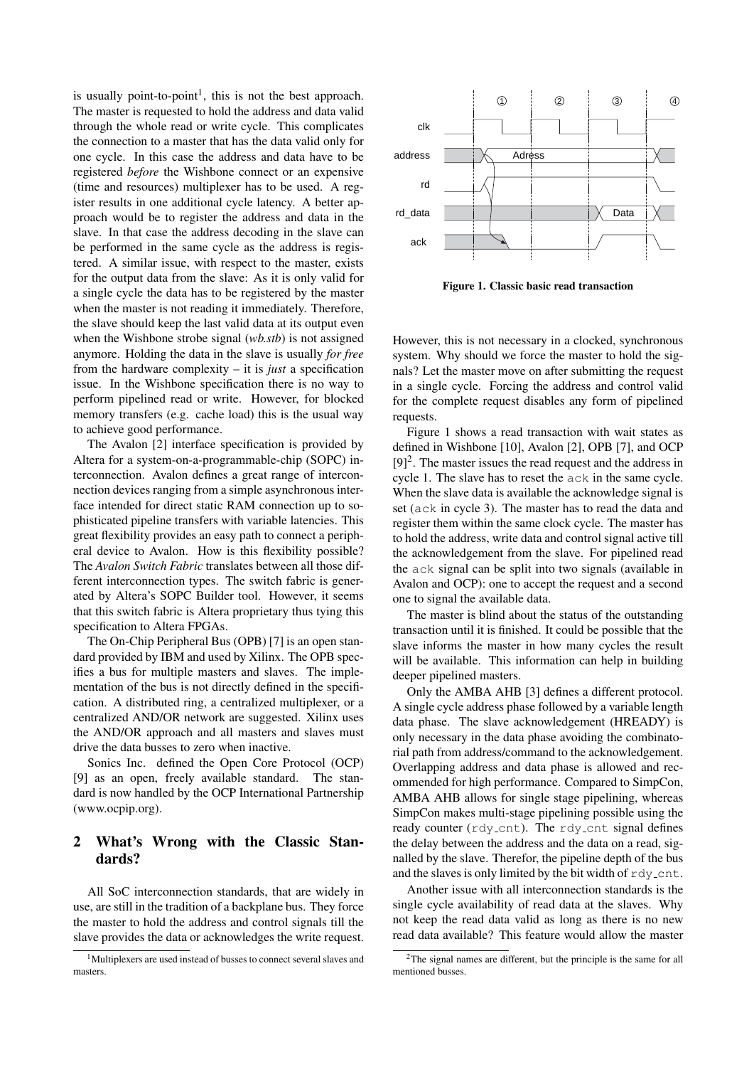is usually point-to-point[1], this is not the best approach. The master is requested to hold the address and data valid through the whole read or write cycle. This complicates the connection to a master that has the data valid only for one cycle. In this case the address and data have to be registered *before* the Wishbone connect or an expensive (time and resources) multiplexer has to be used. A register results in one additional cycle latency. A better approach would be to register the address and data in the slave. In that case the address decoding in the slave can be performed in the same cycle as the address is registered. A similar issue, with respect to the master, exists for the output data from the slave: As it is only valid for a single cycle the data has to be registered by the master when the master is not reading it immediately. Therefore, the slave should keep the last valid data at its output even when the Wishbone strobe signal (*wb.stb*) is not assigned anymore. Holding the data in the slave is usually *for free* from the hardware complexity – it is *just* a specification issue. In the Wishbone specification there is no way to perform pipelined read or write. However, for blocked memory transfers (e.g. cache load) this is the usual way to achieve good performance.

The Avalon [2] interface specification is provided by Altera for a system-on-a-programmable-chip (SOPC) interconnection. Avalon defines a great range of interconnection devices ranging from a simple asynchronous interface intended for direct static RAM connection up to sophisticated pipeline transfers with variable latencies. This great flexibility provides an easy path to connect a peripheral device to Avalon. How is this flexibility possible? The *Avalon Switch Fabric* translates between all those different interconnection types. The switch fabric is generated by Altera's SOPC Builder tool. However, it seems that this switch fabric is Altera proprietary thus tying this specification to Altera FPGAs.

The On-Chip Peripheral Bus (OPB) [7] is an open standard provided by IBM and used by Xilinx. The OPB specifies a bus for multiple masters and slaves. The implementation of the bus is not directly defined in the specification. A distributed ring, a centralized multiplexer, or a centralized AND/OR network are suggested. Xilinx uses the AND/OR approach and all masters and slaves must drive the data busses to zero when inactive.

Sonics Inc. defined the Open Core Protocol (OCP) [9] as an open, freely available standard. The standard is now handled by the OCP International Partnership (www.ocpip.org).

## 2 What's Wrong with the Classic Standards?

All SoC interconnection standards, that are widely in use, are still in the tradition of a backplane bus. They force the master to hold the address and control signals till the slave provides the data or acknowledges the write request. However, this is not necessary in a clocked, synchronous system. Why should we force the master to hold the signals? Let the master move on after submitting the request in a single cycle. Forcing the address and control valid for the complete request disables any form of pipelined requests.

**Figure 1. Classic basic read transaction**

Figure 1 shows a read transaction with wait states as defined in Wishbone [10], Avalon [2], OPB [7], and OCP [9][2]. The master issues the read request and the address in cycle 1. The slave has to reset the `ack` in the same cycle. When the slave data is available the acknowledge signal is set (`ack` in cycle 3). The master has to read the data and register them within the same clock cycle. The master has to hold the address, write data and control signal active till the acknowledgement from the slave. For pipelined read the `ack` signal can be split into two signals (available in Avalon and OCP): one to accept the request and a second one to signal the available data.

The master is blind about the status of the outstanding transaction until it is finished. It could be possible that the slave informs the master in how many cycles the result will be available. This information can help in building deeper pipelined masters.

Only the AMBA AHB [3] defines a different protocol. A single cycle address phase followed by a variable length data phase. The slave acknowledgement (HREADY) is only necessary in the data phase avoiding the combinatorial path from address/command to the acknowledgement. Overlapping address and data phase is allowed and recommended for high performance. Compared to SimpCon, AMBA AHB allows for single stage pipelining, whereas SimpCon makes multi-stage pipelining possible using the ready counter (`rdy_cnt`). The `rdy_cnt` signal defines the delay between the address and the data on a read, signalled by the slave. Therefor, the pipeline depth of the bus and the slaves is only limited by the bit width of `rdy_cnt`.

Another issue with all interconnection standards is the single cycle availability of read data at the slaves. Why not keep the read data valid as long as there is no new read data available? This feature would allow the master

[1] Multiplexers are used instead of busses to connect several slaves and masters.

[2] The signal names are different, but the principle is the same for all mentioned busses.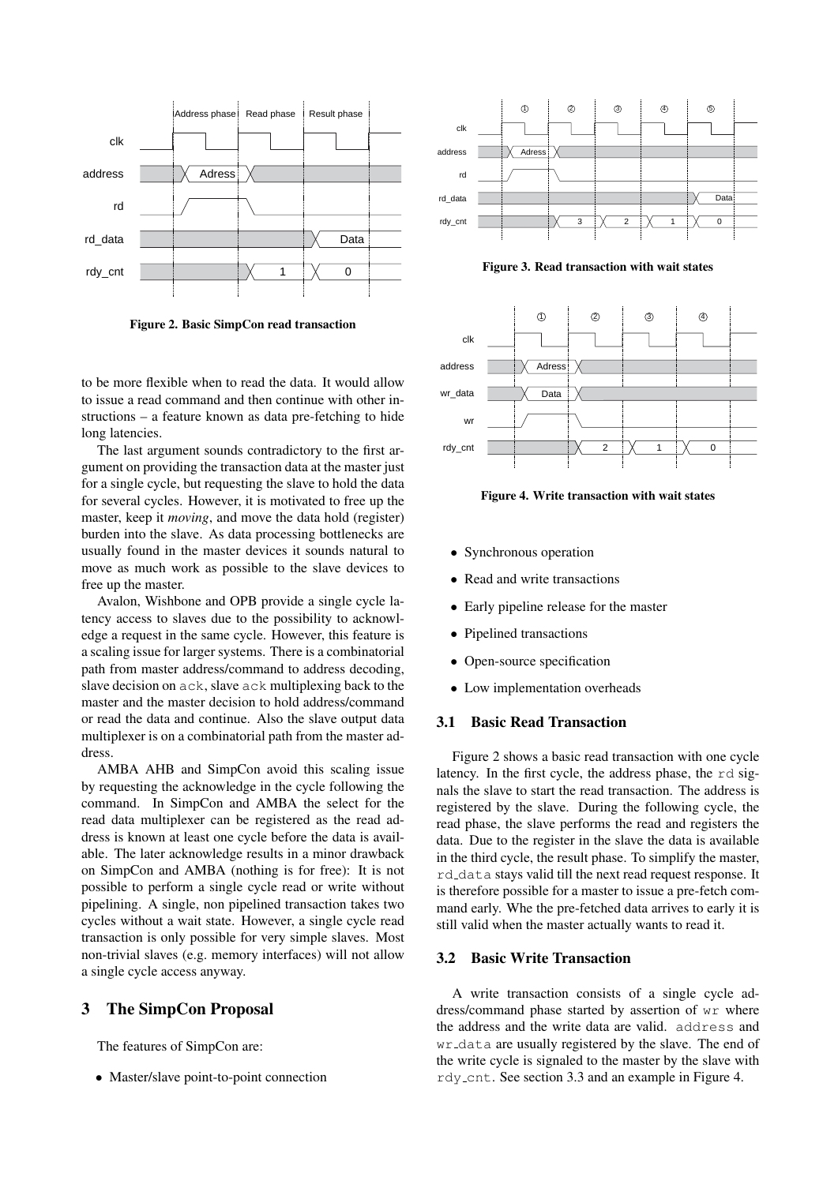Figure 2. Basic SimpCon read transaction

to be more flexible when to read the data. It would allow to issue a read command and then continue with other instructions – a feature known as data pre-fetching to hide long latencies.

The last argument sounds contradictory to the first argument on providing the transaction data at the master just for a single cycle, but requesting the slave to hold the data for several cycles. However, it is motivated to free up the master, keep it *moving*, and move the data hold (register) burden into the slave. As data processing bottlenecks are usually found in the master devices it sounds natural to move as much work as possible to the slave devices to free up the master.

Avalon, Wishbone and OPB provide a single cycle latency access to slaves due to the possibility to acknowledge a request in the same cycle. However, this feature is a scaling issue for larger systems. There is a combinatorial path from master address/command to address decoding, slave decision on `ack`, slave `ack` multiplexing back to the master and the master decision to hold address/command or read the data and continue. Also the slave output data multiplexer is on a combinatorial path from the master address.

AMBA AHB and SimpCon avoid this scaling issue by requesting the acknowledge in the cycle following the command. In SimpCon and AMBA the select for the read data multiplexer can be registered as the read address is known at least one cycle before the data is available. The later acknowledge results in a minor drawback on SimpCon and AMBA (nothing is for free): It is not possible to perform a single cycle read or write without pipelining. A single, non pipelined transaction takes two cycles without a wait state. However, a single cycle read transaction is only possible for very simple slaves. Most non-trivial slaves (e.g. memory interfaces) will not allow a single cycle access anyway.

## 3 The SimpCon Proposal

The features of SimpCon are:

- Master/slave point-to-point connection
- Synchronous operation
- Read and write transactions
- Early pipeline release for the master
- Pipelined transactions
- Open-source specification
- Low implementation overheads

Figure 3. Read transaction with wait states

Figure 4. Write transaction with wait states

### 3.1 Basic Read Transaction

Figure 2 shows a basic read transaction with one cycle latency. In the first cycle, the address phase, the `rd` signals the slave to start the read transaction. The address is registered by the slave. During the following cycle, the read phase, the slave performs the read and registers the data. Due to the register in the slave the data is available in the third cycle, the result phase. To simplify the master, `rd_data` stays valid till the next read request response. It is therefore possible for a master to issue a pre-fetch command early. Whe the pre-fetched data arrives to early it is still valid when the master actually wants to read it.

### 3.2 Basic Write Transaction

A write transaction consists of a single cycle address/command phase started by assertion of `wr` where the address and the write data are valid. `address` and `wr_data` are usually registered by the slave. The end of the write cycle is signaled to the master by the slave with `rdy_cnt`. See section 3.3 and an example in Figure 4.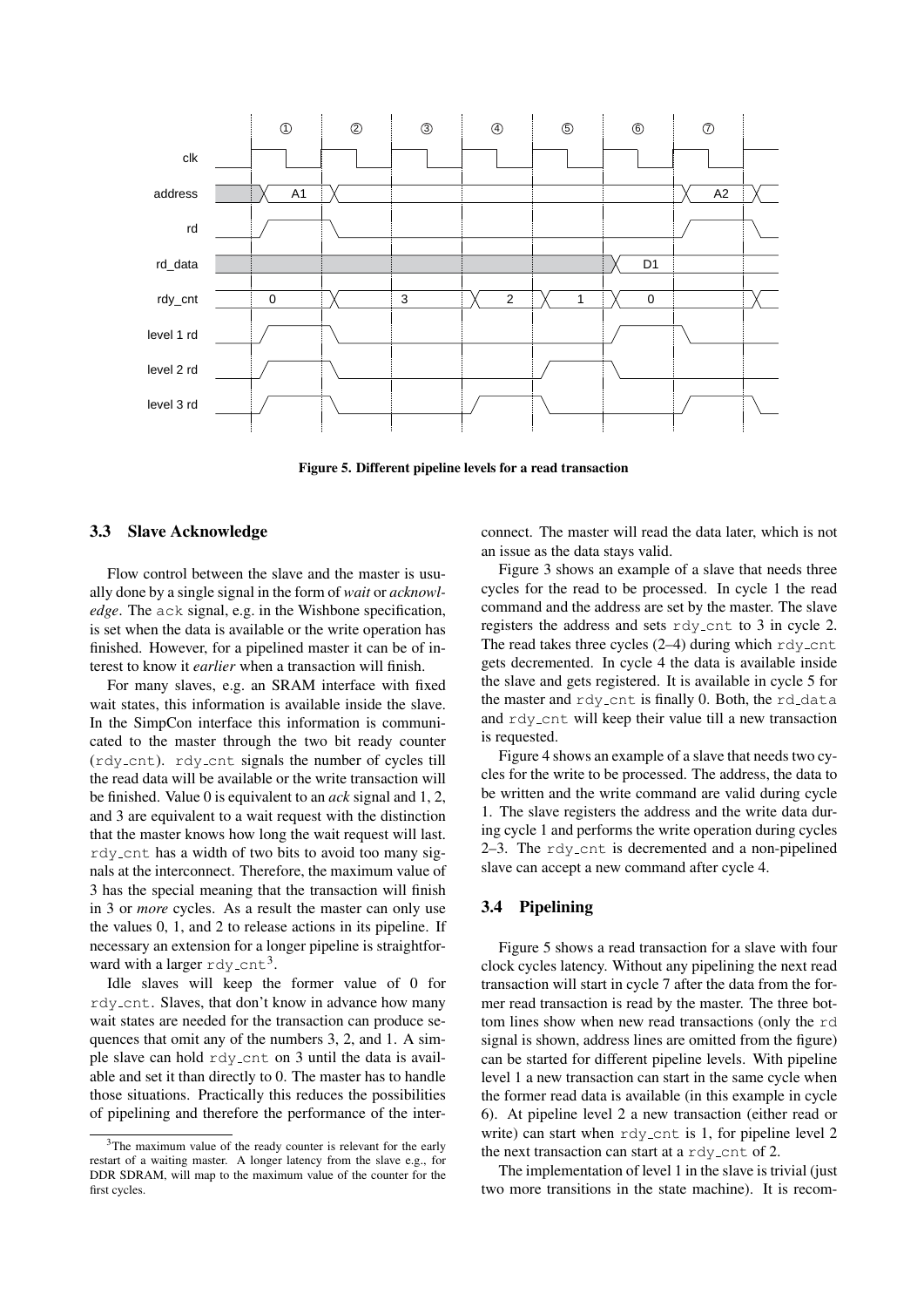Figure 5. Different pipeline levels for a read transaction

### 3.3 Slave Acknowledge

Flow control between the slave and the master is usually done by a single signal in the form of *wait* or *acknowledge*. The ack signal, e.g. in the Wishbone specification, is set when the data is available or the write operation has finished. However, for a pipelined master it can be of interest to know it *earlier* when a transaction will finish.

For many slaves, e.g. an SRAM interface with fixed wait states, this information is available inside the slave. In the SimpCon interface this information is communicated to the master through the two bit ready counter (rdy_cnt). rdy_cnt signals the number of cycles till the read data will be available or the write transaction will be finished. Value 0 is equivalent to an *ack* signal and 1, 2, and 3 are equivalent to a wait request with the distinction that the master knows how long the wait request will last. rdy_cnt has a width of two bits to avoid too many signals at the interconnect. Therefore, the maximum value of 3 has the special meaning that the transaction will finish in 3 or *more* cycles. As a result the master can only use the values 0, 1, and 2 to release actions in its pipeline. If necessary an extension for a longer pipeline is straightforward with a larger rdy_cnt[3].

Idle slaves will keep the former value of 0 for rdy_cnt. Slaves, that don't know in advance how many wait states are needed for the transaction can produce sequences that omit any of the numbers 3, 2, and 1. A simple slave can hold rdy_cnt on 3 until the data is available and set it than directly to 0. The master has to handle those situations. Practically this reduces the possibilities of pipelining and therefore the performance of the interconnect. The master will read the data later, which is not an issue as the data stays valid.

Figure 3 shows an example of a slave that needs three cycles for the read to be processed. In cycle 1 the read command and the address are set by the master. The slave registers the address and sets rdy_cnt to 3 in cycle 2. The read takes three cycles (2–4) during which rdy_cnt gets decremented. In cycle 4 the data is available inside the slave and gets registered. It is available in cycle 5 for the master and rdy_cnt is finally 0. Both, the rd_data and rdy_cnt will keep their value till a new transaction is requested.

Figure 4 shows an example of a slave that needs two cycles for the write to be processed. The address, the data to be written and the write command are valid during cycle 1. The slave registers the address and the write data during cycle 1 and performs the write operation during cycles 2–3. The rdy_cnt is decremented and a non-pipelined slave can accept a new command after cycle 4.

### 3.4 Pipelining

Figure 5 shows a read transaction for a slave with four clock cycles latency. Without any pipelining the next read transaction will start in cycle 7 after the data from the former read transaction is read by the master. The three bottom lines show when new read transactions (only the rd signal is shown, address lines are omitted from the figure) can be started for different pipeline levels. With pipeline level 1 a new transaction can start in the same cycle when the former read data is available (in this example in cycle 6). At pipeline level 2 a new transaction (either read or write) can start when rdy_cnt is 1, for pipeline level 2 the next transaction can start at a rdy_cnt of 2.

The implementation of level 1 in the slave is trivial (just two more transitions in the state machine). It is recom-

[3] The maximum value of the ready counter is relevant for the early restart of a waiting master. A longer latency from the slave e.g., for DDR SDRAM, will map to the maximum value of the counter for the first cycles.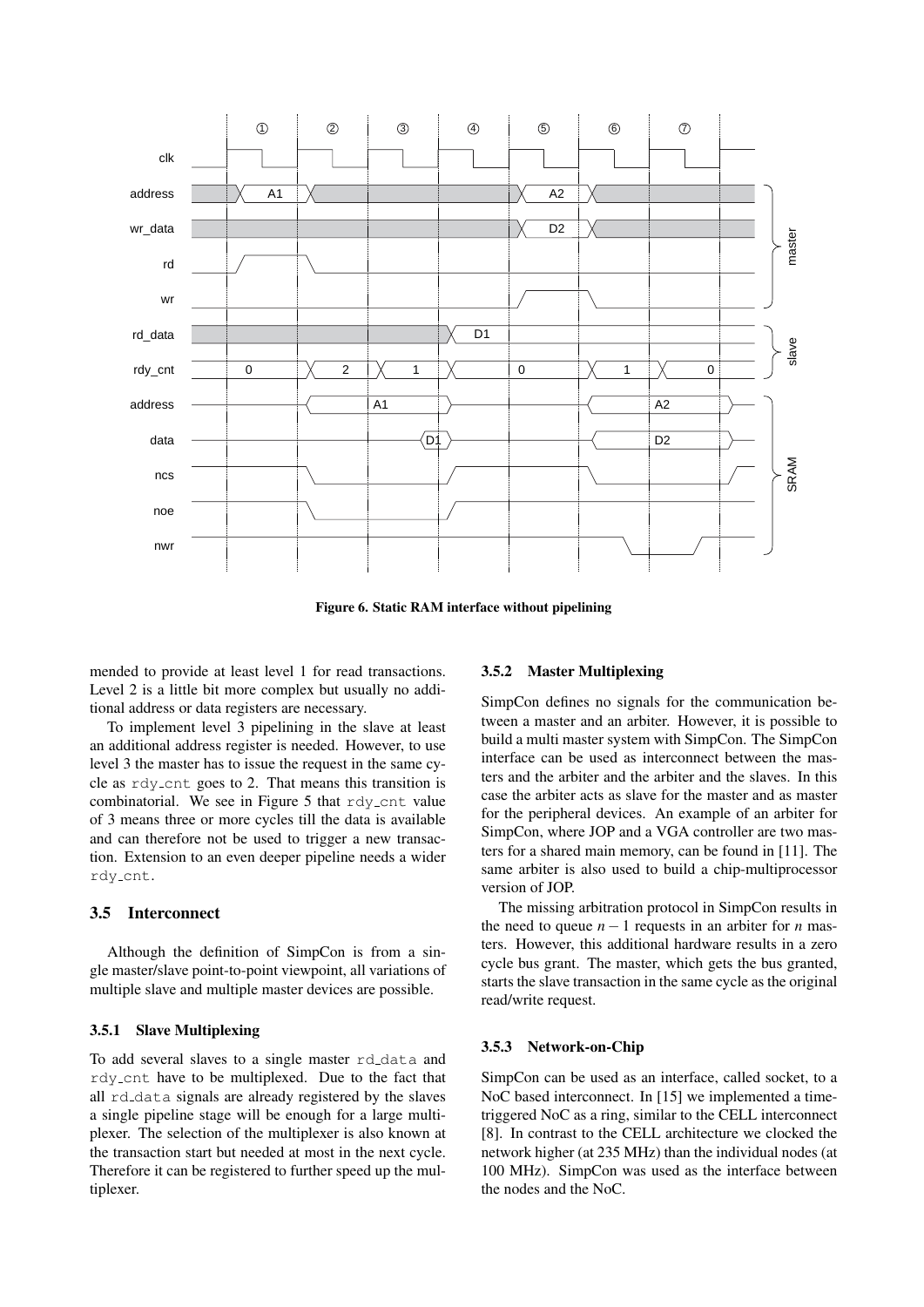Figure 6. Static RAM interface without pipelining

mended to provide at least level 1 for read transactions. Level 2 is a little bit more complex but usually no additional address or data registers are necessary.

To implement level 3 pipelining in the slave at least an additional address register is needed. However, to use level 3 the master has to issue the request in the same cycle as rdy_cnt goes to 2. That means this transition is combinatorial. We see in Figure 5 that rdy_cnt value of 3 means three or more cycles till the data is available and can therefore not be used to trigger a new transaction. Extension to an even deeper pipeline needs a wider rdy_cnt.

## 3.5 Interconnect

Although the definition of SimpCon is from a single master/slave point-to-point viewpoint, all variations of multiple slave and multiple master devices are possible.

### 3.5.1 Slave Multiplexing

To add several slaves to a single master rd_data and rdy_cnt have to be multiplexed. Due to the fact that all rd_data signals are already registered by the slaves a single pipeline stage will be enough for a large multiplexer. The selection of the multiplexer is also known at the transaction start but needed at most in the next cycle. Therefore it can be registered to further speed up the multiplexer.

### 3.5.2 Master Multiplexing

SimpCon defines no signals for the communication between a master and an arbiter. However, it is possible to build a multi master system with SimpCon. The SimpCon interface can be used as interconnect between the masters and the arbiter and the arbiter and the slaves. In this case the arbiter acts as slave for the master and as master for the peripheral devices. An example of an arbiter for SimpCon, where JOP and a VGA controller are two masters for a shared main memory, can be found in [11]. The same arbiter is also used to build a chip-multiprocessor version of JOP.

The missing arbitration protocol in SimpCon results in the need to queue $n-1$ requests in an arbiter for $n$ masters. However, this additional hardware results in a zero cycle bus grant. The master, which gets the bus granted, starts the slave transaction in the same cycle as the original read/write request.

### 3.5.3 Network-on-Chip

SimpCon can be used as an interface, called socket, to a NoC based interconnect. In [15] we implemented a time-triggered NoC as a ring, similar to the CELL interconnect [8]. In contrast to the CELL architecture we clocked the network higher (at 235 MHz) than the individual nodes (at 100 MHz). SimpCon was used as the interface between the nodes and the NoC.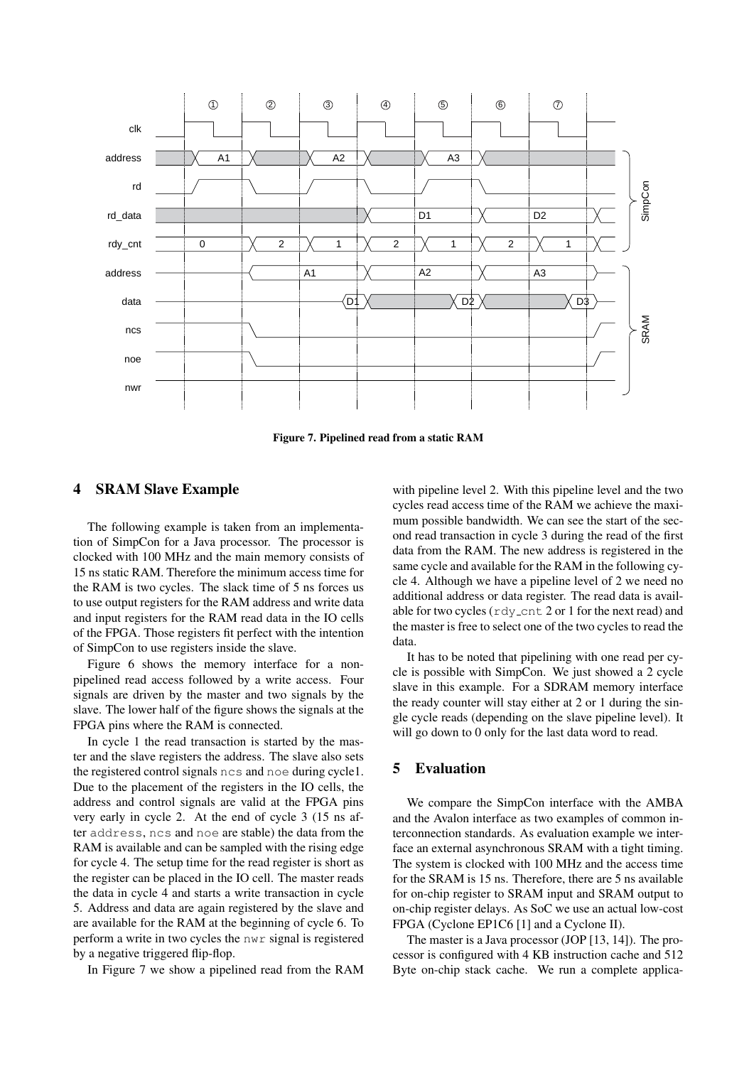Figure 7. Pipelined read from a static RAM

## 4 SRAM Slave Example

The following example is taken from an implementation of SimpCon for a Java processor. The processor is clocked with 100 MHz and the main memory consists of 15 ns static RAM. Therefore the minimum access time for the RAM is two cycles. The slack time of 5 ns forces us to use output registers for the RAM address and write data and input registers for the RAM read data in the IO cells of the FPGA. Those registers fit perfect with the intention of SimpCon to use registers inside the slave.

Figure 6 shows the memory interface for a non-pipelined read access followed by a write access. Four signals are driven by the master and two signals by the slave. The lower half of the figure shows the signals at the FPGA pins where the RAM is connected.

In cycle 1 the read transaction is started by the master and the slave registers the address. The slave also sets the registered control signals `ncs` and `noe` during cycle1. Due to the placement of the registers in the IO cells, the address and control signals are valid at the FPGA pins very early in cycle 2. At the end of cycle 3 (15 ns after `address`, `ncs` and `noe` are stable) the data from the RAM is available and can be sampled with the rising edge for cycle 4. The setup time for the read register is short as the register can be placed in the IO cell. The master reads the data in cycle 4 and starts a write transaction in cycle 5. Address and data are again registered by the slave and are available for the RAM at the beginning of cycle 6. To perform a write in two cycles the `nwr` signal is registered by a negative triggered flip-flop.

In Figure 7 we show a pipelined read from the RAM with pipeline level 2. With this pipeline level and the two cycles read access time of the RAM we achieve the maximum possible bandwidth. We can see the start of the second read transaction in cycle 3 during the read of the first data from the RAM. The new address is registered in the same cycle and available for the RAM in the following cycle 4. Although we have a pipeline level of 2 we need no additional address or data register. The read data is available for two cycles (`rdy_cnt` 2 or 1 for the next read) and the master is free to select one of the two cycles to read the data.

It has to be noted that pipelining with one read per cycle is possible with SimpCon. We just showed a 2 cycle slave in this example. For a SDRAM memory interface the ready counter will stay either at 2 or 1 during the single cycle reads (depending on the slave pipeline level). It will go down to 0 only for the last data word to read.

## 5 Evaluation

We compare the SimpCon interface with the AMBA and the Avalon interface as two examples of common interconnection standards. As evaluation example we interface an external asynchronous SRAM with a tight timing. The system is clocked with 100 MHz and the access time for the SRAM is 15 ns. Therefore, there are 5 ns available for on-chip register to SRAM input and SRAM output to on-chip register delays. As SoC we use an actual low-cost FPGA (Cyclone EP1C6 [1] and a Cyclone II).

The master is a Java processor (JOP [13, 14]). The processor is configured with 4 KB instruction cache and 512 Byte on-chip stack cache. We run a complete applica-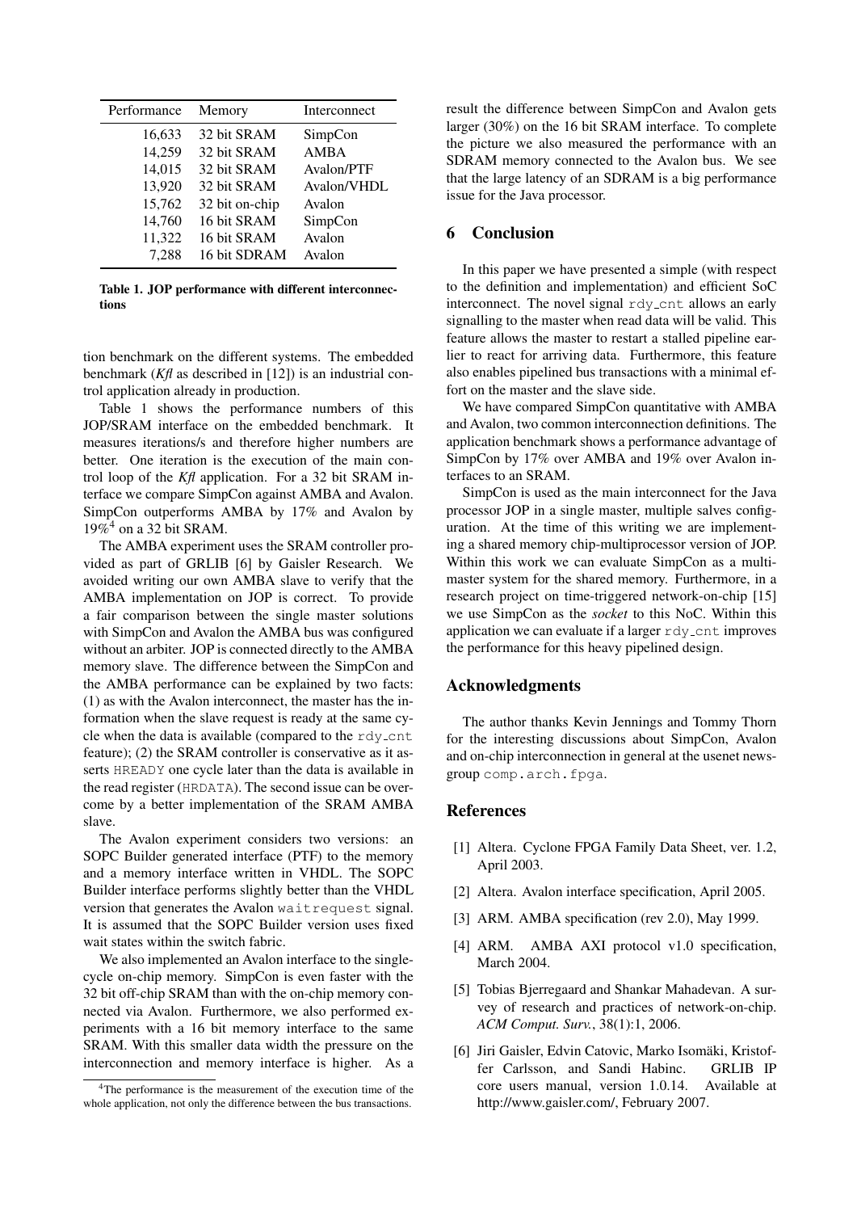| Performance | Memory | Interconnect |
|---|---|---|
| 16,633 | 32 bit SRAM | SimpCon |
| 14,259 | 32 bit SRAM | AMBA |
| 14,015 | 32 bit SRAM | Avalon/PTF |
| 13,920 | 32 bit SRAM | Avalon/VHDL |
| 15,762 | 32 bit on-chip | Avalon |
| 14,760 | 16 bit SRAM | SimpCon |
| 11,322 | 16 bit SRAM | Avalon |
| 7,288 | 16 bit SDRAM | Avalon |

**Table 1. JOP performance with different interconnections**

tion benchmark on the different systems. The embedded benchmark (*Kfl* as described in [12]) is an industrial control application already in production.

Table 1 shows the performance numbers of this JOP/SRAM interface on the embedded benchmark. It measures iterations/s and therefore higher numbers are better. One iteration is the execution of the main control loop of the *Kfl* application. For a 32 bit SRAM interface we compare SimpCon against AMBA and Avalon. SimpCon outperforms AMBA by 17% and Avalon by 19%[4] on a 32 bit SRAM.

The AMBA experiment uses the SRAM controller provided as part of GRLIB [6] by Gaisler Research. We avoided writing our own AMBA slave to verify that the AMBA implementation on JOP is correct. To provide a fair comparison between the single master solutions with SimpCon and Avalon the AMBA bus was configured without an arbiter. JOP is connected directly to the AMBA memory slave. The difference between the SimpCon and the AMBA performance can be explained by two facts: (1) as with the Avalon interconnect, the master has the information when the slave request is ready at the same cycle when the data is available (compared to the `rdy_cnt` feature); (2) the SRAM controller is conservative as it asserts `HREADY` one cycle later than the data is available in the read register (`HRDATA`). The second issue can be overcome by a better implementation of the SRAM AMBA slave.

The Avalon experiment considers two versions: an SOPC Builder generated interface (PTF) to the memory and a memory interface written in VHDL. The SOPC Builder interface performs slightly better than the VHDL version that generates the Avalon `waitrequest` signal. It is assumed that the SOPC Builder version uses fixed wait states within the switch fabric.

We also implemented an Avalon interface to the single-cycle on-chip memory. SimpCon is even faster with the 32 bit off-chip SRAM than with the on-chip memory connected via Avalon. Furthermore, we also performed experiments with a 16 bit memory interface to the same SRAM. With this smaller data width the pressure on the interconnection and memory interface is higher. As a result the difference between SimpCon and Avalon gets larger (30%) on the 16 bit SRAM interface. To complete the picture we also measured the performance with an SDRAM memory connected to the Avalon bus. We see that the large latency of an SDRAM is a big performance issue for the Java processor.

[4] The performance is the measurement of the execution time of the whole application, not only the difference between the bus transactions.

## 6 Conclusion

In this paper we have presented a simple (with respect to the definition and implementation) and efficient SoC interconnect. The novel signal `rdy_cnt` allows an early signalling to the master when read data will be valid. This feature allows the master to restart a stalled pipeline earlier to react for arriving data. Furthermore, this feature also enables pipelined bus transactions with a minimal effort on the master and the slave side.

We have compared SimpCon quantitative with AMBA and Avalon, two common interconnection definitions. The application benchmark shows a performance advantage of SimpCon by 17% over AMBA and 19% over Avalon interfaces to an SRAM.

SimpCon is used as the main interconnect for the Java processor JOP in a single master, multiple salves configuration. At the time of this writing we are implementing a shared memory chip-multiprocessor version of JOP. Within this work we can evaluate SimpCon as a multi-master system for the shared memory. Furthermore, in a research project on time-triggered network-on-chip [15] we use SimpCon as the *socket* to this NoC. Within this application we can evaluate if a larger `rdy_cnt` improves the performance for this heavy pipelined design.

## Acknowledgments

The author thanks Kevin Jennings and Tommy Thorn for the interesting discussions about SimpCon, Avalon and on-chip interconnection in general at the usenet newsgroup `comp.arch.fpga`.

## References

[1] Altera. Cyclone FPGA Family Data Sheet, ver. 1.2, April 2003.

[2] Altera. Avalon interface specification, April 2005.

[3] ARM. AMBA specification (rev 2.0), May 1999.

[4] ARM. AMBA AXI protocol v1.0 specification, March 2004.

[5] Tobias Bjerregaard and Shankar Mahadevan. A survey of research and practices of network-on-chip. *ACM Comput. Surv.*, 38(1):1, 2006.

[6] Jiri Gaisler, Edvin Catovic, Marko Isomäki, Kristoffer Carlsson, and Sandi Habinc. GRLIB IP core users manual, version 1.0.14. Available at http://www.gaisler.com/, February 2007.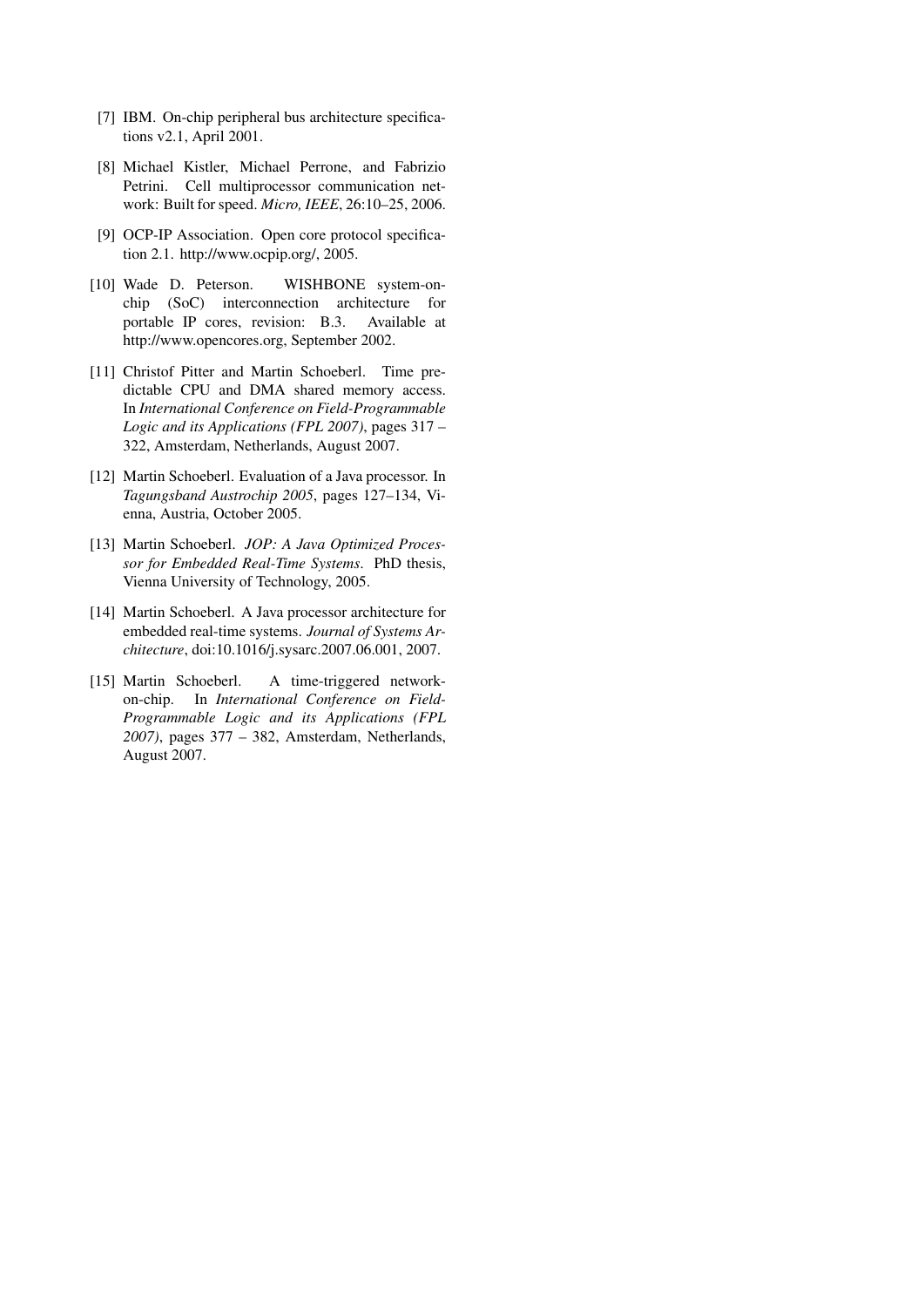[7] IBM. On-chip peripheral bus architecture specifications v2.1, April 2001.

[8] Michael Kistler, Michael Perrone, and Fabrizio Petrini. Cell multiprocessor communication network: Built for speed. *Micro, IEEE*, 26:10–25, 2006.

[9] OCP-IP Association. Open core protocol specification 2.1. http://www.ocpip.org/, 2005.

[10] Wade D. Peterson. WISHBONE system-on-chip (SoC) interconnection architecture for portable IP cores, revision: B.3. Available at http://www.opencores.org, September 2002.

[11] Christof Pitter and Martin Schoeberl. Time predictable CPU and DMA shared memory access. In *International Conference on Field-Programmable Logic and its Applications (FPL 2007)*, pages 317 – 322, Amsterdam, Netherlands, August 2007.

[12] Martin Schoeberl. Evaluation of a Java processor. In *Tagungsband Austrochip 2005*, pages 127–134, Vienna, Austria, October 2005.

[13] Martin Schoeberl. *JOP: A Java Optimized Processor for Embedded Real-Time Systems*. PhD thesis, Vienna University of Technology, 2005.

[14] Martin Schoeberl. A Java processor architecture for embedded real-time systems. *Journal of Systems Architecture*, doi:10.1016/j.sysarc.2007.06.001, 2007.

[15] Martin Schoeberl. A time-triggered network-on-chip. In *International Conference on Field-Programmable Logic and its Applications (FPL 2007)*, pages 377 – 382, Amsterdam, Netherlands, August 2007.